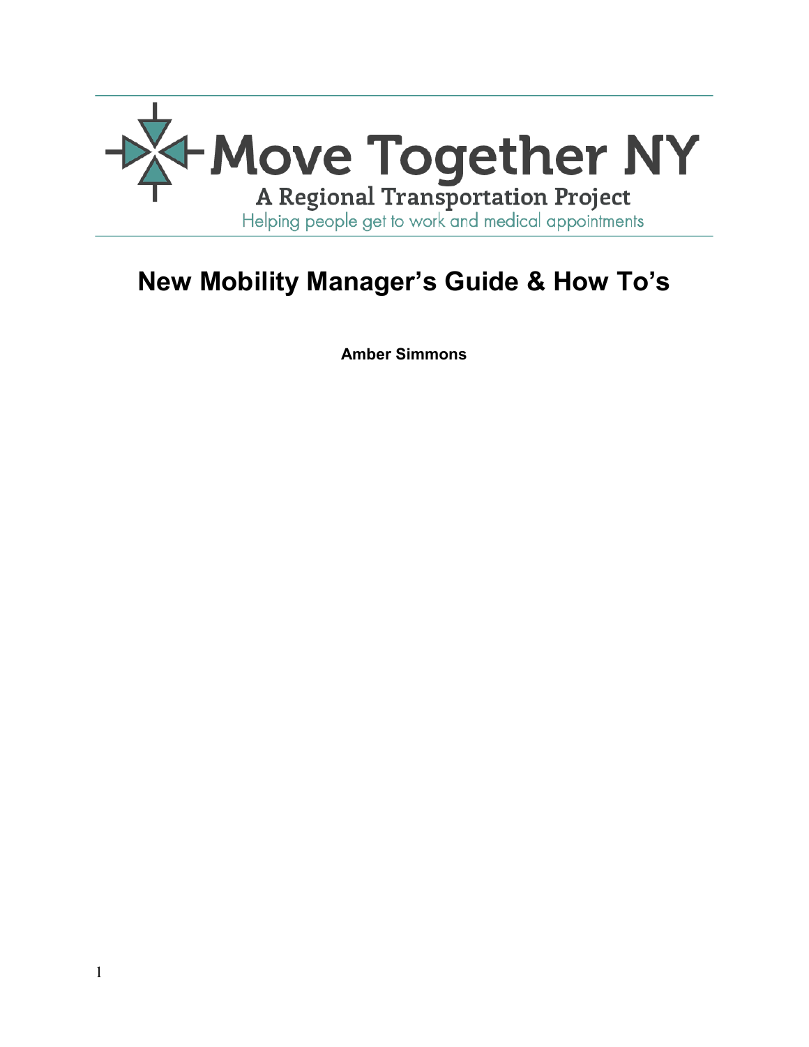Move Together NY

A Regional Transportation Project

Helping people get to work and medical appointments

# New Mobility Manager's Guide & How To's

**Amber Simmons**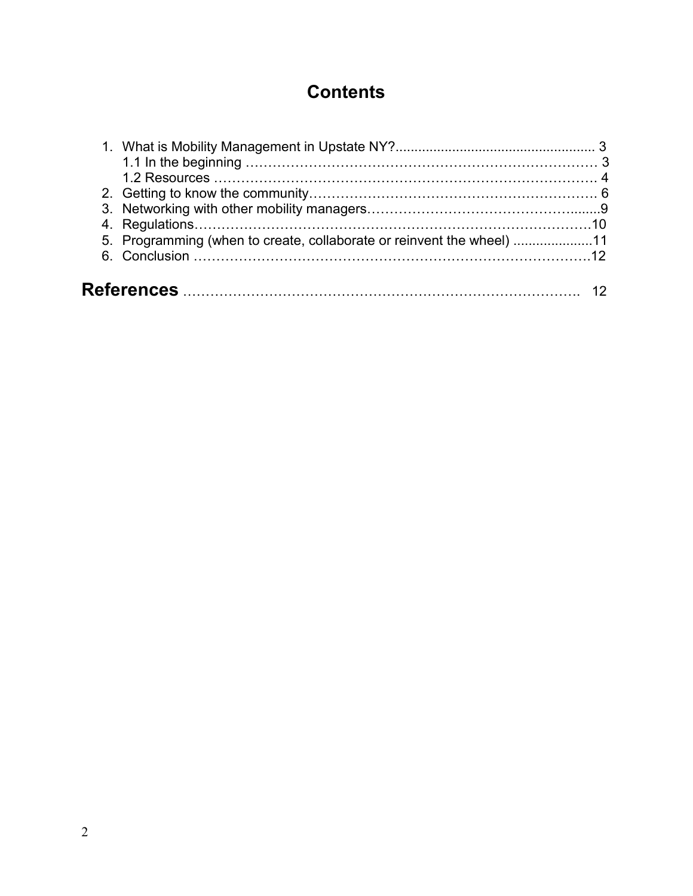# Contents

1. What is Mobility Management in Upstate NY?..................................................... 3
   1.1 In the beginning ………………………………………………………………… 3
   1.2 Resources ………………………………………………………………………… 4
2. Getting to know the community……………………………………………………… 6
3. Networking with other mobility managers………………………………………........9
4. Regulations……………………………………………………………………………10
5. Programming (when to create, collaborate or reinvent the wheel) .....................11
6. Conclusion ……………………………………………………………………………12

**References** ……………………………………………………………………………. 12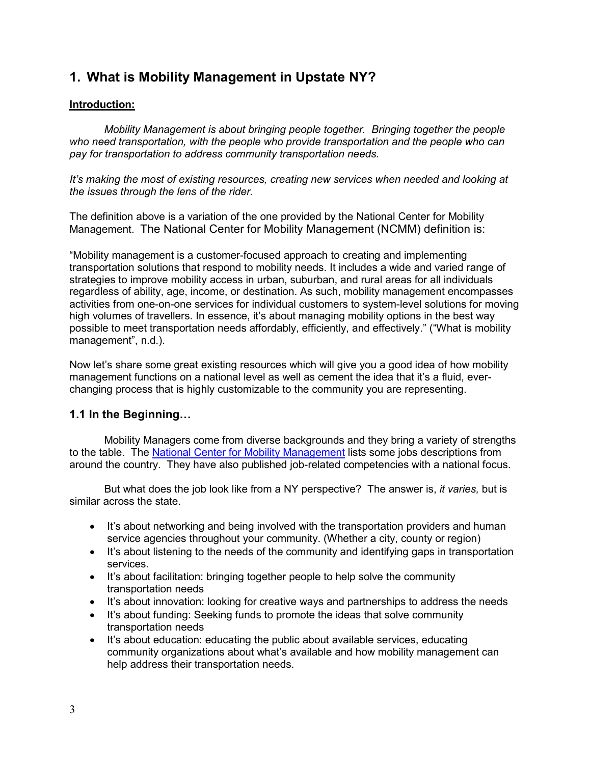# 1. What is Mobility Management in Upstate NY?

**Introduction:**

*Mobility Management is about bringing people together. Bringing together the people who need transportation, with the people who provide transportation and the people who can pay for transportation to address community transportation needs.*

*It's making the most of existing resources, creating new services when needed and looking at the issues through the lens of the rider.*

The definition above is a variation of the one provided by the National Center for Mobility Management. The National Center for Mobility Management (NCMM) definition is:

"Mobility management is a customer-focused approach to creating and implementing transportation solutions that respond to mobility needs. It includes a wide and varied range of strategies to improve mobility access in urban, suburban, and rural areas for all individuals regardless of ability, age, income, or destination. As such, mobility management encompasses activities from one-on-one services for individual customers to system-level solutions for moving high volumes of travellers. In essence, it's about managing mobility options in the best way possible to meet transportation needs affordably, efficiently, and effectively." ("What is mobility management", n.d.).

Now let's share some great existing resources which will give you a good idea of how mobility management functions on a national level as well as cement the idea that it's a fluid, ever-changing process that is highly customizable to the community you are representing.

## 1.1 In the Beginning…

Mobility Managers come from diverse backgrounds and they bring a variety of strengths to the table. The National Center for Mobility Management lists some jobs descriptions from around the country. They have also published job-related competencies with a national focus.

But what does the job look like from a NY perspective? The answer is, *it varies,* but is similar across the state.

- It's about networking and being involved with the transportation providers and human service agencies throughout your community. (Whether a city, county or region)
- It's about listening to the needs of the community and identifying gaps in transportation services.
- It's about facilitation: bringing together people to help solve the community transportation needs
- It's about innovation: looking for creative ways and partnerships to address the needs
- It's about funding: Seeking funds to promote the ideas that solve community transportation needs
- It's about education: educating the public about available services, educating community organizations about what's available and how mobility management can help address their transportation needs.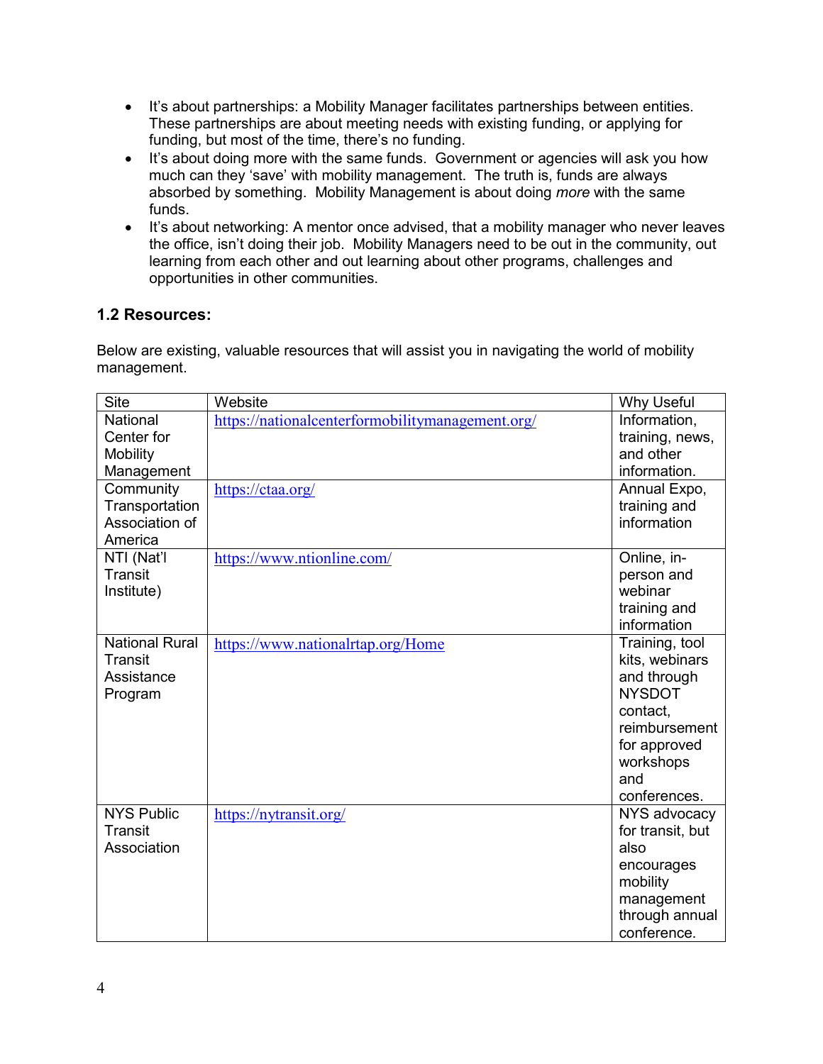- It's about partnerships: a Mobility Manager facilitates partnerships between entities. These partnerships are about meeting needs with existing funding, or applying for funding, but most of the time, there's no funding.
- It's about doing more with the same funds. Government or agencies will ask you how much can they 'save' with mobility management. The truth is, funds are always absorbed by something. Mobility Management is about doing *more* with the same funds.
- It's about networking: A mentor once advised, that a mobility manager who never leaves the office, isn't doing their job. Mobility Managers need to be out in the community, out learning from each other and out learning about other programs, challenges and opportunities in other communities.

### 1.2 Resources:

Below are existing, valuable resources that will assist you in navigating the world of mobility management.

| Site | Website | Why Useful |
|---|---|---|
| National Center for Mobility Management | https://nationalcenterformobilitymanagement.org/ | Information, training, news, and other information. |
| Community Transportation Association of America | https://ctaa.org/ | Annual Expo, training and information |
| NTI (Nat'l Transit Institute) | https://www.ntionline.com/ | Online, in-person and webinar training and information |
| National Rural Transit Assistance Program | https://www.nationalrtap.org/Home | Training, tool kits, webinars and through NYSDOT contact, reimbursement for approved workshops and conferences. |
| NYS Public Transit Association | https://nytransit.org/ | NYS advocacy for transit, but also encourages mobility management through annual conference. |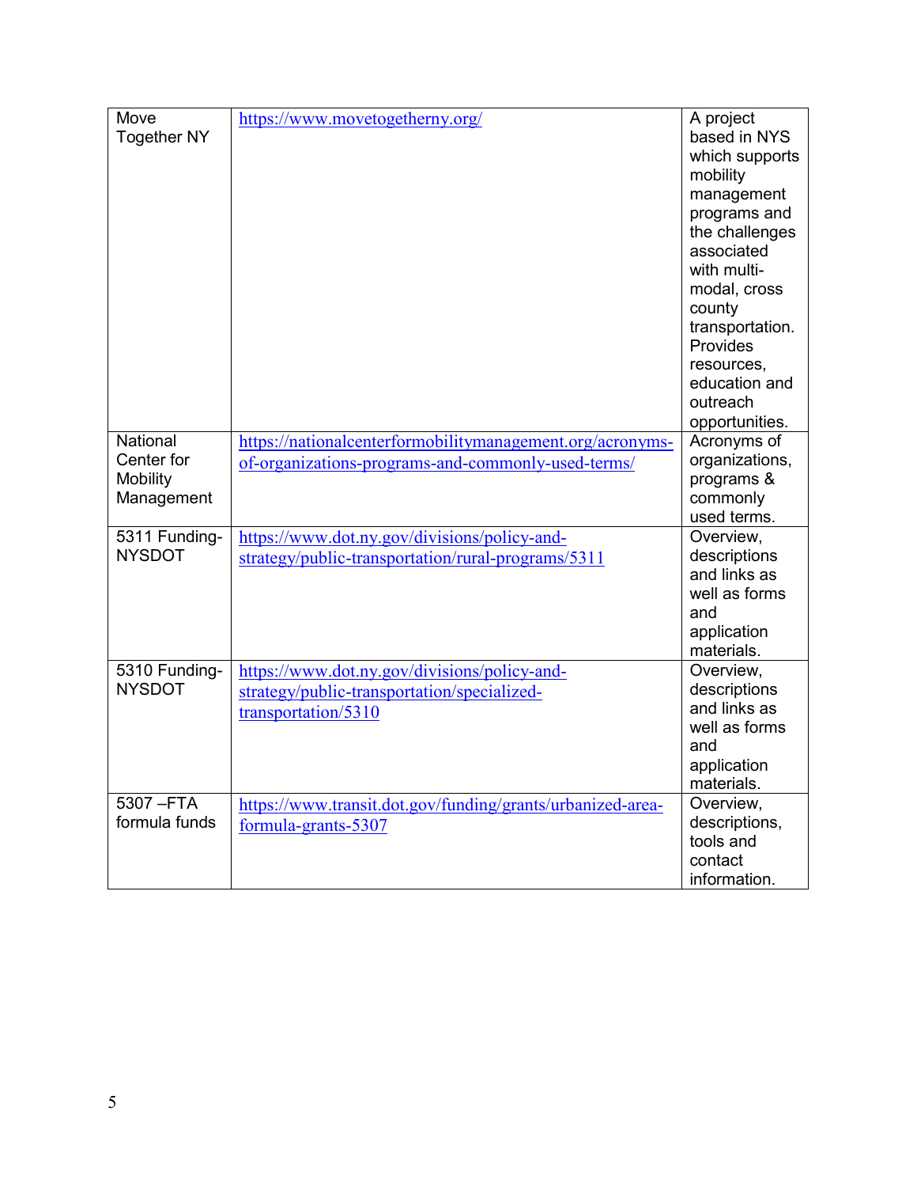| Move Together NY | https://www.movetogetherny.org/ | A project based in NYS which supports mobility management programs and the challenges associated with multi-modal, cross county transportation. Provides resources, education and outreach opportunities. |
|---|---|---|
| National Center for Mobility Management | https://nationalcenterformobilitymanagement.org/acronyms-of-organizations-programs-and-commonly-used-terms/ | Acronyms of organizations, programs & commonly used terms. |
| 5311 Funding-NYSDOT | https://www.dot.ny.gov/divisions/policy-and-strategy/public-transportation/rural-programs/5311 | Overview, descriptions and links as well as forms and application materials. |
| 5310 Funding-NYSDOT | https://www.dot.ny.gov/divisions/policy-and-strategy/public-transportation/specialized-transportation/5310 | Overview, descriptions and links as well as forms and application materials. |
| 5307 –FTA formula funds | https://www.transit.dot.gov/funding/grants/urbanized-area-formula-grants-5307 | Overview, descriptions, tools and contact information. |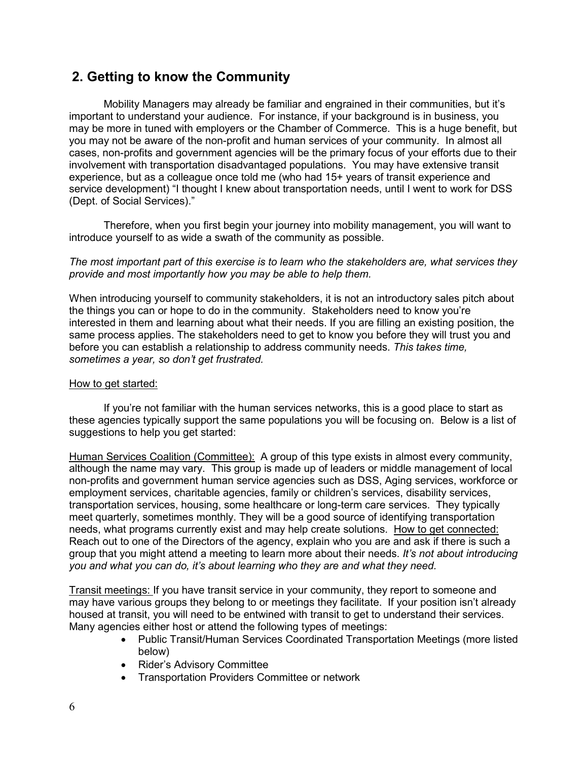## 2. Getting to know the Community

Mobility Managers may already be familiar and engrained in their communities, but it's important to understand your audience. For instance, if your background is in business, you may be more in tuned with employers or the Chamber of Commerce. This is a huge benefit, but you may not be aware of the non-profit and human services of your community. In almost all cases, non-profits and government agencies will be the primary focus of your efforts due to their involvement with transportation disadvantaged populations. You may have extensive transit experience, but as a colleague once told me (who had 15+ years of transit experience and service development) "I thought I knew about transportation needs, until I went to work for DSS (Dept. of Social Services)."

Therefore, when you first begin your journey into mobility management, you will want to introduce yourself to as wide a swath of the community as possible.

*The most important part of this exercise is to learn who the stakeholders are, what services they provide and most importantly how you may be able to help them.*

When introducing yourself to community stakeholders, it is not an introductory sales pitch about the things you can or hope to do in the community. Stakeholders need to know you're interested in them and learning about what their needs. If you are filling an existing position, the same process applies. The stakeholders need to get to know you before they will trust you and before you can establish a relationship to address community needs. *This takes time, sometimes a year, so don't get frustrated.*

<u>How to get started:</u>

If you're not familiar with the human services networks, this is a good place to start as these agencies typically support the same populations you will be focusing on. Below is a list of suggestions to help you get started:

<u>Human Services Coalition (Committee):</u> A group of this type exists in almost every community, although the name may vary. This group is made up of leaders or middle management of local non-profits and government human service agencies such as DSS, Aging services, workforce or employment services, charitable agencies, family or children's services, disability services, transportation services, housing, some healthcare or long-term care services. They typically meet quarterly, sometimes monthly. They will be a good source of identifying transportation needs, what programs currently exist and may help create solutions. <u>How to get connected:</u> Reach out to one of the Directors of the agency, explain who you are and ask if there is such a group that you might attend a meeting to learn more about their needs. *It's not about introducing you and what you can do, it's about learning who they are and what they need.*

<u>Transit meetings:</u> If you have transit service in your community, they report to someone and may have various groups they belong to or meetings they facilitate. If your position isn't already housed at transit, you will need to be entwined with transit to get to understand their services. Many agencies either host or attend the following types of meetings:

- Public Transit/Human Services Coordinated Transportation Meetings (more listed below)
- Rider's Advisory Committee
- Transportation Providers Committee or network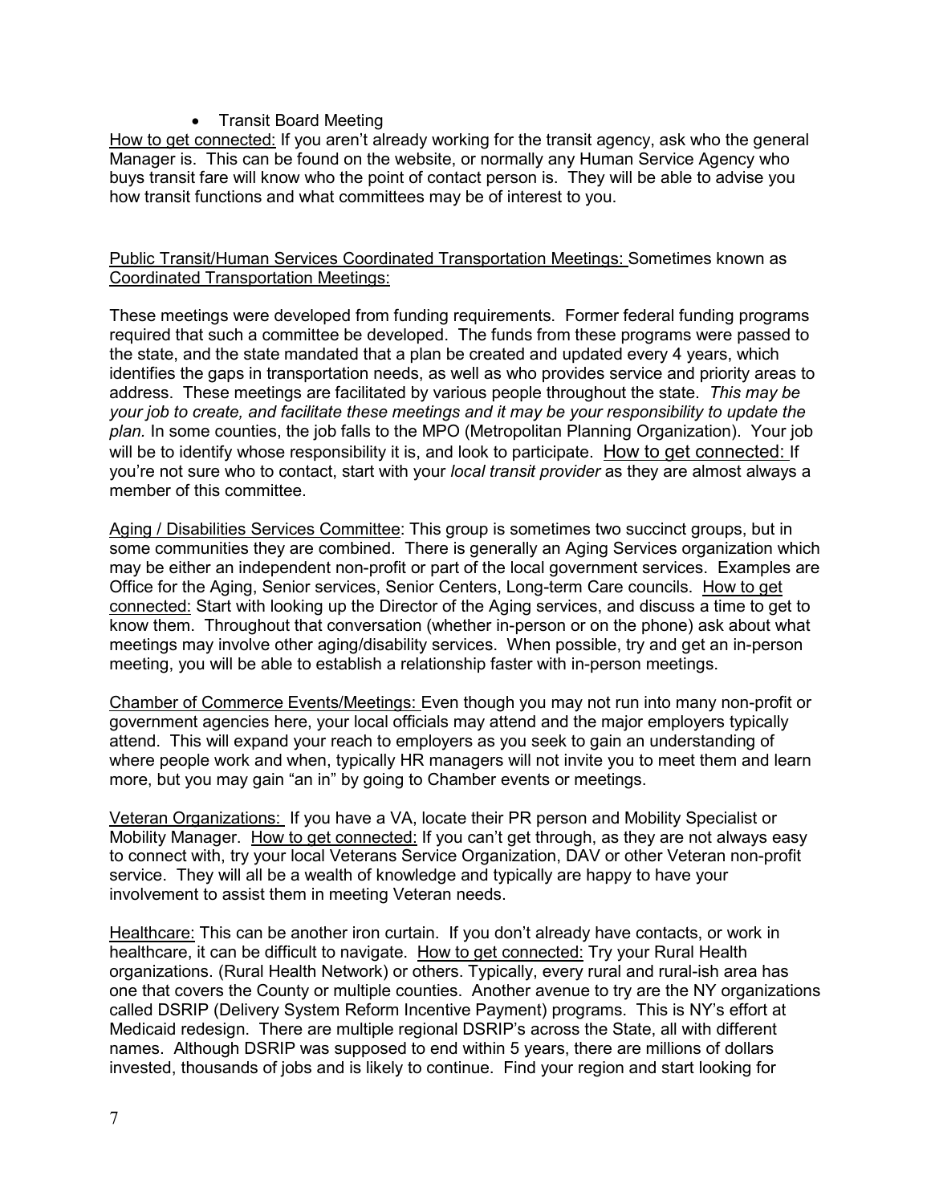- Transit Board Meeting

<u>How to get connected:</u> If you aren't already working for the transit agency, ask who the general Manager is. This can be found on the website, or normally any Human Service Agency who buys transit fare will know who the point of contact person is. They will be able to advise you how transit functions and what committees may be of interest to you.

<u>Public Transit/Human Services Coordinated Transportation Meetings:</u> Sometimes known as <u>Coordinated Transportation Meetings:</u>

These meetings were developed from funding requirements. Former federal funding programs required that such a committee be developed. The funds from these programs were passed to the state, and the state mandated that a plan be created and updated every 4 years, which identifies the gaps in transportation needs, as well as who provides service and priority areas to address. These meetings are facilitated by various people throughout the state. *This may be your job to create, and facilitate these meetings and it may be your responsibility to update the plan.* In some counties, the job falls to the MPO (Metropolitan Planning Organization). Your job will be to identify whose responsibility it is, and look to participate. <u>How to get connected:</u> If you're not sure who to contact, start with your *local transit provider* as they are almost always a member of this committee.

<u>Aging / Disabilities Services Committee</u>: This group is sometimes two succinct groups, but in some communities they are combined. There is generally an Aging Services organization which may be either an independent non-profit or part of the local government services. Examples are Office for the Aging, Senior services, Senior Centers, Long-term Care councils. <u>How to get connected:</u> Start with looking up the Director of the Aging services, and discuss a time to get to know them. Throughout that conversation (whether in-person or on the phone) ask about what meetings may involve other aging/disability services. When possible, try and get an in-person meeting, you will be able to establish a relationship faster with in-person meetings.

<u>Chamber of Commerce Events/Meetings:</u> Even though you may not run into many non-profit or government agencies here, your local officials may attend and the major employers typically attend. This will expand your reach to employers as you seek to gain an understanding of where people work and when, typically HR managers will not invite you to meet them and learn more, but you may gain "an in" by going to Chamber events or meetings.

<u>Veteran Organizations:</u> If you have a VA, locate their PR person and Mobility Specialist or Mobility Manager. <u>How to get connected:</u> If you can't get through, as they are not always easy to connect with, try your local Veterans Service Organization, DAV or other Veteran non-profit service. They will all be a wealth of knowledge and typically are happy to have your involvement to assist them in meeting Veteran needs.

<u>Healthcare:</u> This can be another iron curtain. If you don't already have contacts, or work in healthcare, it can be difficult to navigate. <u>How to get connected:</u> Try your Rural Health organizations. (Rural Health Network) or others. Typically, every rural and rural-ish area has one that covers the County or multiple counties. Another avenue to try are the NY organizations called DSRIP (Delivery System Reform Incentive Payment) programs. This is NY's effort at Medicaid redesign. There are multiple regional DSRIP's across the State, all with different names. Although DSRIP was supposed to end within 5 years, there are millions of dollars invested, thousands of jobs and is likely to continue. Find your region and start looking for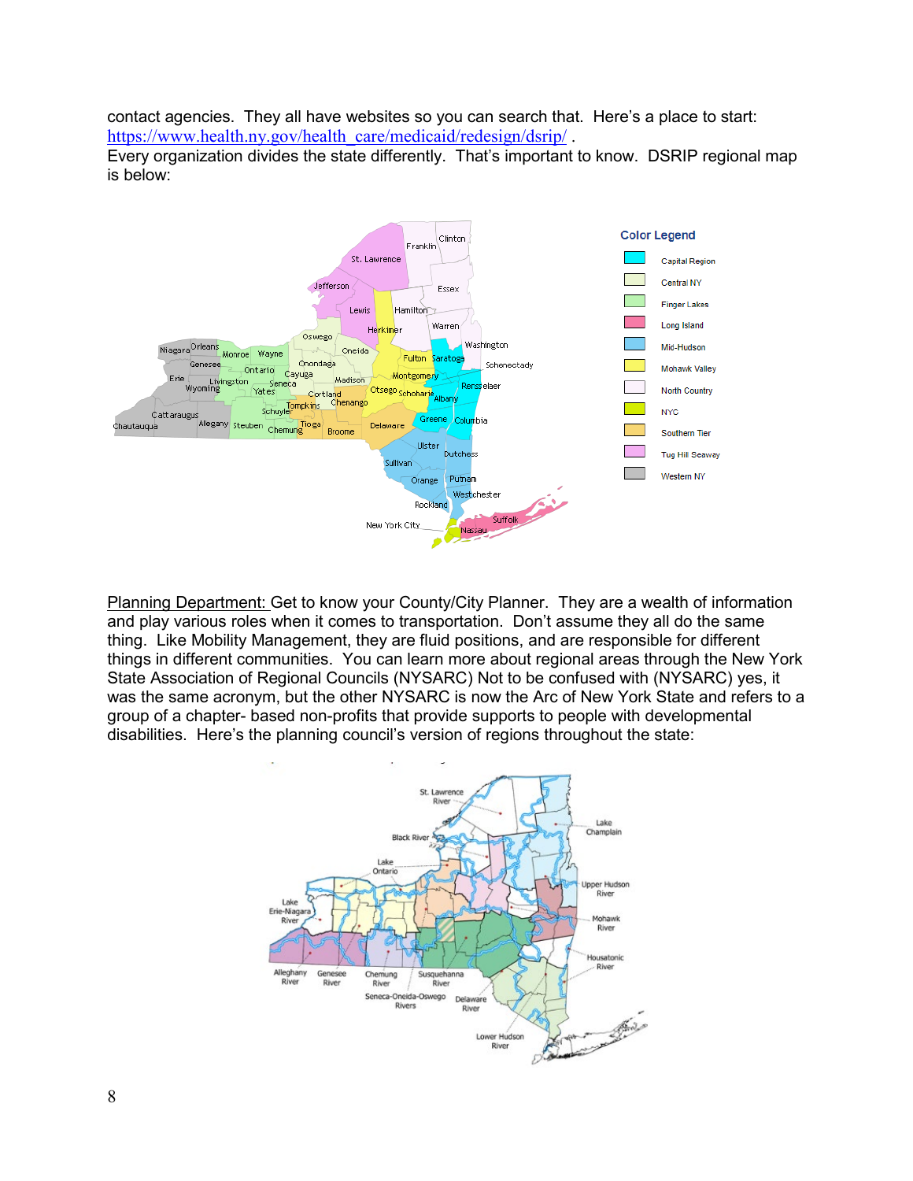contact agencies. They all have websites so you can search that. Here's a place to start: https://www.health.ny.gov/health_care/medicaid/redesign/dsrip/ .
Every organization divides the state differently. That's important to know. DSRIP regional map is below:

Planning Department: Get to know your County/City Planner. They are a wealth of information and play various roles when it comes to transportation. Don't assume they all do the same thing. Like Mobility Management, they are fluid positions, and are responsible for different things in different communities. You can learn more about regional areas through the New York State Association of Regional Councils (NYSARC) Not to be confused with (NYSARC) yes, it was the same acronym, but the other NYSARC is now the Arc of New York State and refers to a group of a chapter- based non-profits that provide supports to people with developmental disabilities. Here's the planning council's version of regions throughout the state: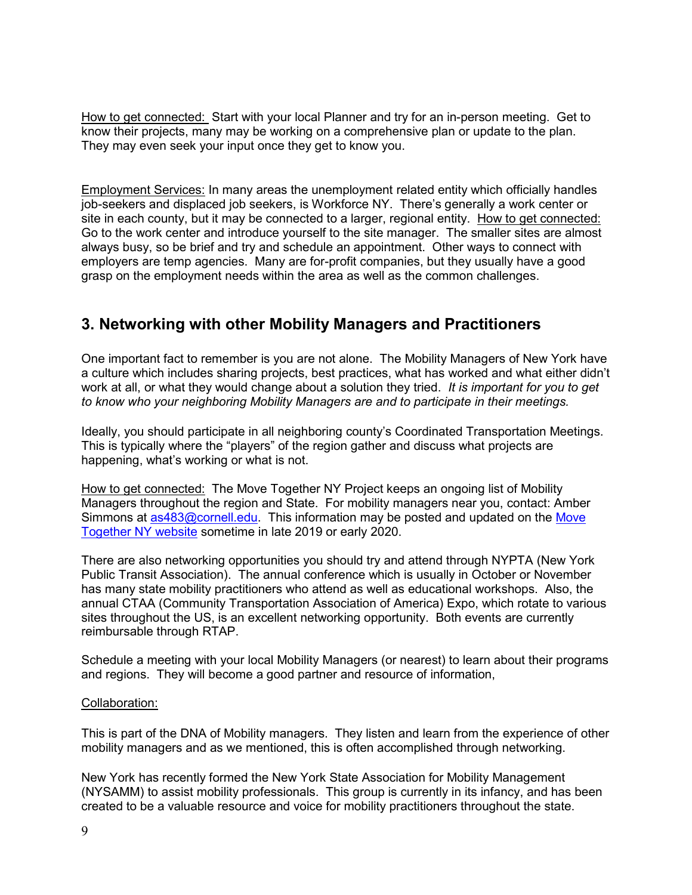How to get connected: Start with your local Planner and try for an in-person meeting. Get to know their projects, many may be working on a comprehensive plan or update to the plan. They may even seek your input once they get to know you.

Employment Services: In many areas the unemployment related entity which officially handles job-seekers and displaced job seekers, is Workforce NY. There's generally a work center or site in each county, but it may be connected to a larger, regional entity. How to get connected: Go to the work center and introduce yourself to the site manager. The smaller sites are almost always busy, so be brief and try and schedule an appointment. Other ways to connect with employers are temp agencies. Many are for-profit companies, but they usually have a good grasp on the employment needs within the area as well as the common challenges.

## 3. Networking with other Mobility Managers and Practitioners

One important fact to remember is you are not alone. The Mobility Managers of New York have a culture which includes sharing projects, best practices, what has worked and what either didn't work at all, or what they would change about a solution they tried. *It is important for you to get to know who your neighboring Mobility Managers are and to participate in their meetings.*

Ideally, you should participate in all neighboring county's Coordinated Transportation Meetings. This is typically where the "players" of the region gather and discuss what projects are happening, what's working or what is not.

How to get connected: The Move Together NY Project keeps an ongoing list of Mobility Managers throughout the region and State. For mobility managers near you, contact: Amber Simmons at as483@cornell.edu. This information may be posted and updated on the Move Together NY website sometime in late 2019 or early 2020.

There are also networking opportunities you should try and attend through NYPTA (New York Public Transit Association). The annual conference which is usually in October or November has many state mobility practitioners who attend as well as educational workshops. Also, the annual CTAA (Community Transportation Association of America) Expo, which rotate to various sites throughout the US, is an excellent networking opportunity. Both events are currently reimbursable through RTAP.

Schedule a meeting with your local Mobility Managers (or nearest) to learn about their programs and regions. They will become a good partner and resource of information,

Collaboration:

This is part of the DNA of Mobility managers. They listen and learn from the experience of other mobility managers and as we mentioned, this is often accomplished through networking.

New York has recently formed the New York State Association for Mobility Management (NYSAMM) to assist mobility professionals. This group is currently in its infancy, and has been created to be a valuable resource and voice for mobility practitioners throughout the state.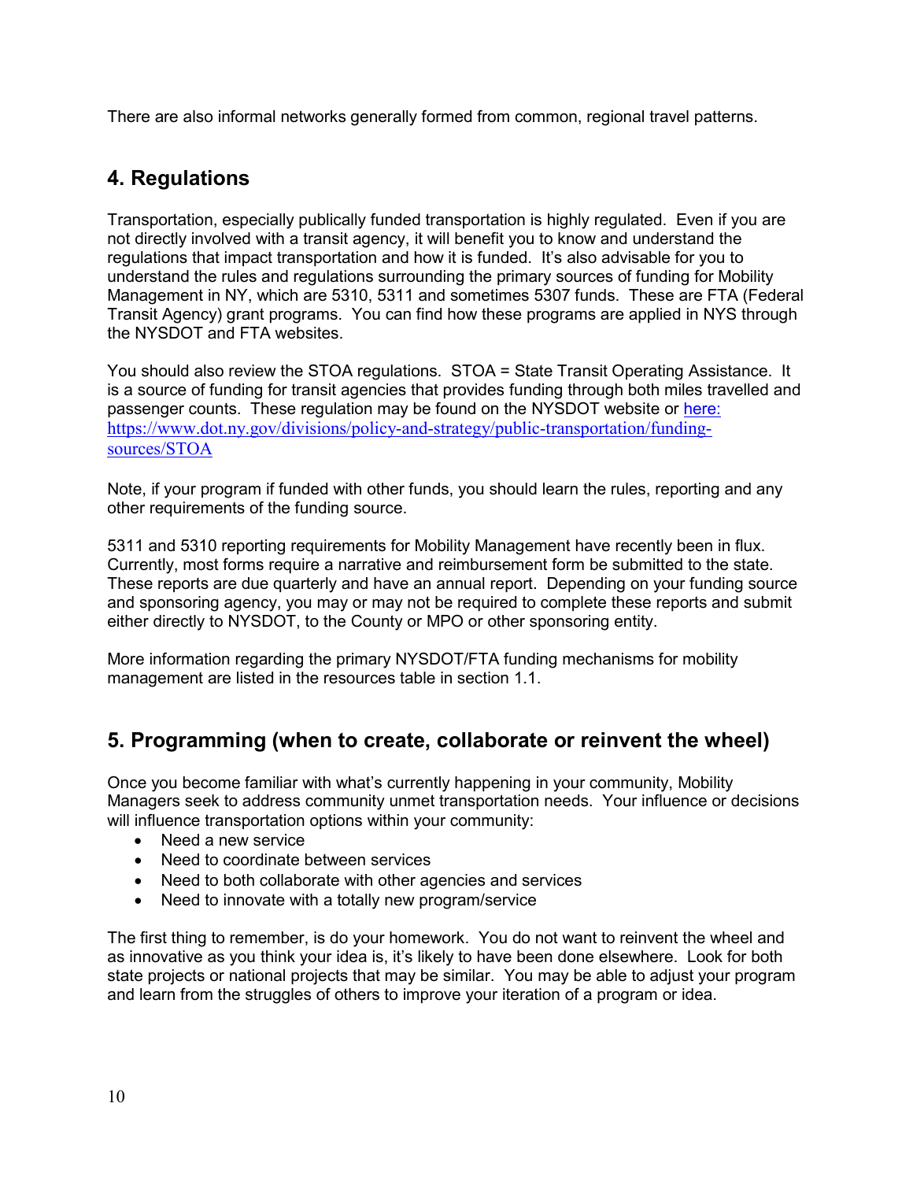There are also informal networks generally formed from common, regional travel patterns.

## 4. Regulations

Transportation, especially publically funded transportation is highly regulated. Even if you are not directly involved with a transit agency, it will benefit you to know and understand the regulations that impact transportation and how it is funded. It's also advisable for you to understand the rules and regulations surrounding the primary sources of funding for Mobility Management in NY, which are 5310, 5311 and sometimes 5307 funds. These are FTA (Federal Transit Agency) grant programs. You can find how these programs are applied in NYS through the NYSDOT and FTA websites.

You should also review the STOA regulations. STOA = State Transit Operating Assistance. It is a source of funding for transit agencies that provides funding through both miles travelled and passenger counts. These regulation may be found on the NYSDOT website or [here: https://www.dot.ny.gov/divisions/policy-and-strategy/public-transportation/funding-sources/STOA](https://www.dot.ny.gov/divisions/policy-and-strategy/public-transportation/funding-sources/STOA)

Note, if your program if funded with other funds, you should learn the rules, reporting and any other requirements of the funding source.

5311 and 5310 reporting requirements for Mobility Management have recently been in flux. Currently, most forms require a narrative and reimbursement form be submitted to the state. These reports are due quarterly and have an annual report. Depending on your funding source and sponsoring agency, you may or may not be required to complete these reports and submit either directly to NYSDOT, to the County or MPO or other sponsoring entity.

More information regarding the primary NYSDOT/FTA funding mechanisms for mobility management are listed in the resources table in section 1.1.

## 5. Programming (when to create, collaborate or reinvent the wheel)

Once you become familiar with what's currently happening in your community, Mobility Managers seek to address community unmet transportation needs. Your influence or decisions will influence transportation options within your community:

- Need a new service
- Need to coordinate between services
- Need to both collaborate with other agencies and services
- Need to innovate with a totally new program/service

The first thing to remember, is do your homework. You do not want to reinvent the wheel and as innovative as you think your idea is, it's likely to have been done elsewhere. Look for both state projects or national projects that may be similar. You may be able to adjust your program and learn from the struggles of others to improve your iteration of a program or idea.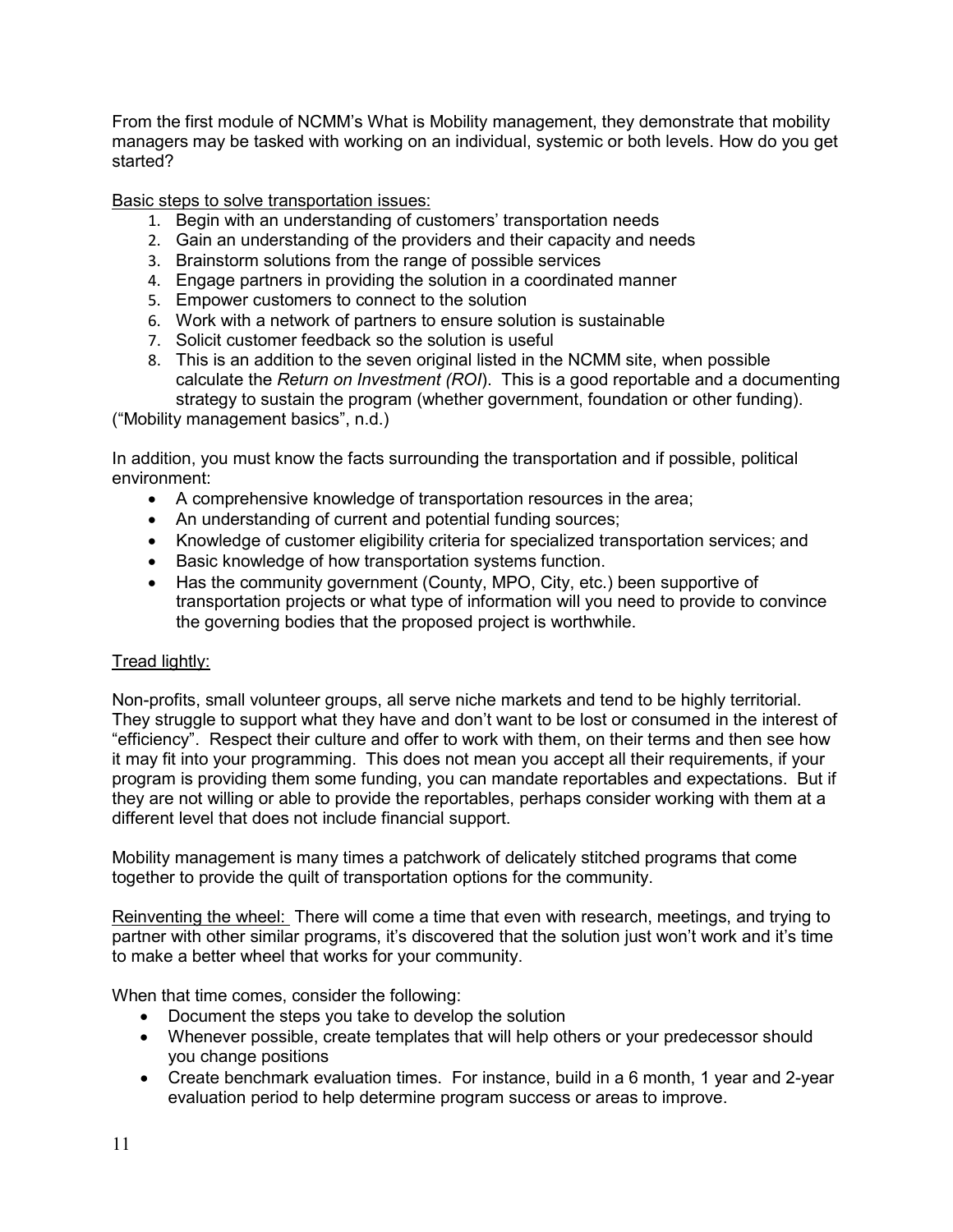From the first module of NCMM's What is Mobility management, they demonstrate that mobility managers may be tasked with working on an individual, systemic or both levels. How do you get started?

<u>Basic steps to solve transportation issues:</u>

1. Begin with an understanding of customers' transportation needs
2. Gain an understanding of the providers and their capacity and needs
3. Brainstorm solutions from the range of possible services
4. Engage partners in providing the solution in a coordinated manner
5. Empower customers to connect to the solution
6. Work with a network of partners to ensure solution is sustainable
7. Solicit customer feedback so the solution is useful
8. This is an addition to the seven original listed in the NCMM site, when possible calculate the *Return on Investment (ROI*). This is a good reportable and a documenting strategy to sustain the program (whether government, foundation or other funding).

("Mobility management basics", n.d.)

In addition, you must know the facts surrounding the transportation and if possible, political environment:

- A comprehensive knowledge of transportation resources in the area;
- An understanding of current and potential funding sources;
- Knowledge of customer eligibility criteria for specialized transportation services; and
- Basic knowledge of how transportation systems function.
- Has the community government (County, MPO, City, etc.) been supportive of transportation projects or what type of information will you need to provide to convince the governing bodies that the proposed project is worthwhile.

<u>Tread lightly:</u>

Non-profits, small volunteer groups, all serve niche markets and tend to be highly territorial. They struggle to support what they have and don't want to be lost or consumed in the interest of "efficiency". Respect their culture and offer to work with them, on their terms and then see how it may fit into your programming. This does not mean you accept all their requirements, if your program is providing them some funding, you can mandate reportables and expectations. But if they are not willing or able to provide the reportables, perhaps consider working with them at a different level that does not include financial support.

Mobility management is many times a patchwork of delicately stitched programs that come together to provide the quilt of transportation options for the community.

<u>Reinventing the wheel:</u> There will come a time that even with research, meetings, and trying to partner with other similar programs, it's discovered that the solution just won't work and it's time to make a better wheel that works for your community.

When that time comes, consider the following:

- Document the steps you take to develop the solution
- Whenever possible, create templates that will help others or your predecessor should you change positions
- Create benchmark evaluation times. For instance, build in a 6 month, 1 year and 2-year evaluation period to help determine program success or areas to improve.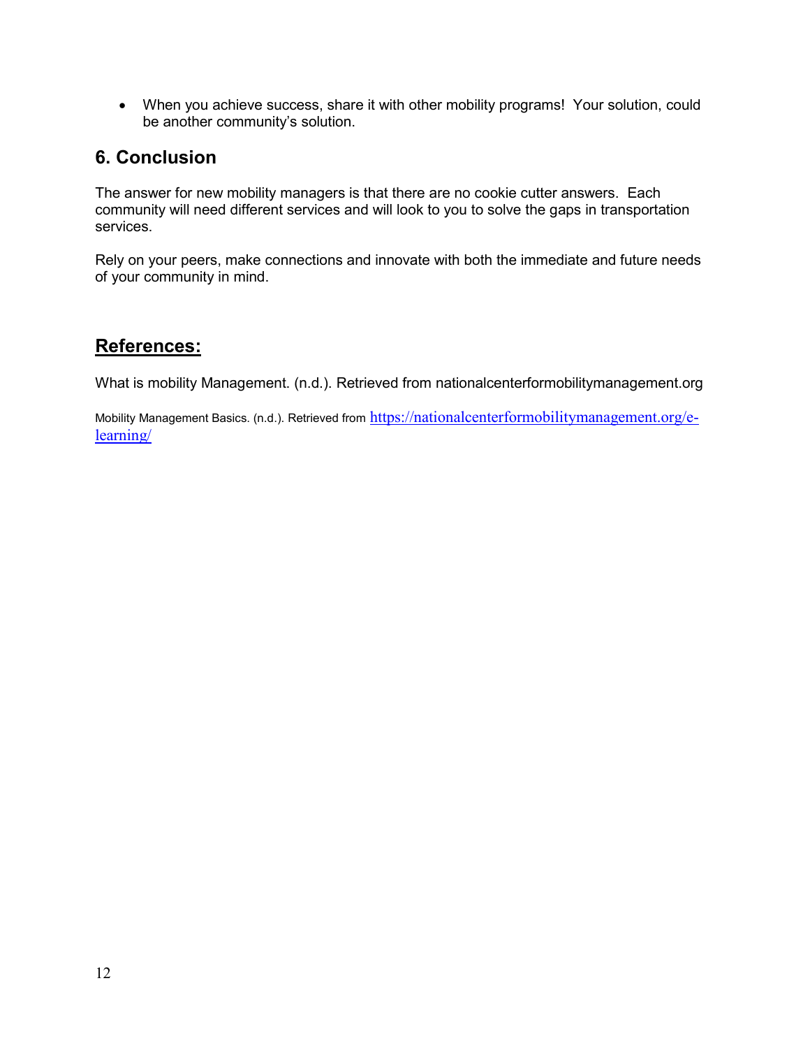- When you achieve success, share it with other mobility programs! Your solution, could be another community's solution.

## 6. Conclusion

The answer for new mobility managers is that there are no cookie cutter answers. Each community will need different services and will look to you to solve the gaps in transportation services.

Rely on your peers, make connections and innovate with both the immediate and future needs of your community in mind.

## References:

What is mobility Management. (n.d.). Retrieved from nationalcenterformobilitymanagement.org

Mobility Management Basics. (n.d.). Retrieved from https://nationalcenterformobilitymanagement.org/e-learning/